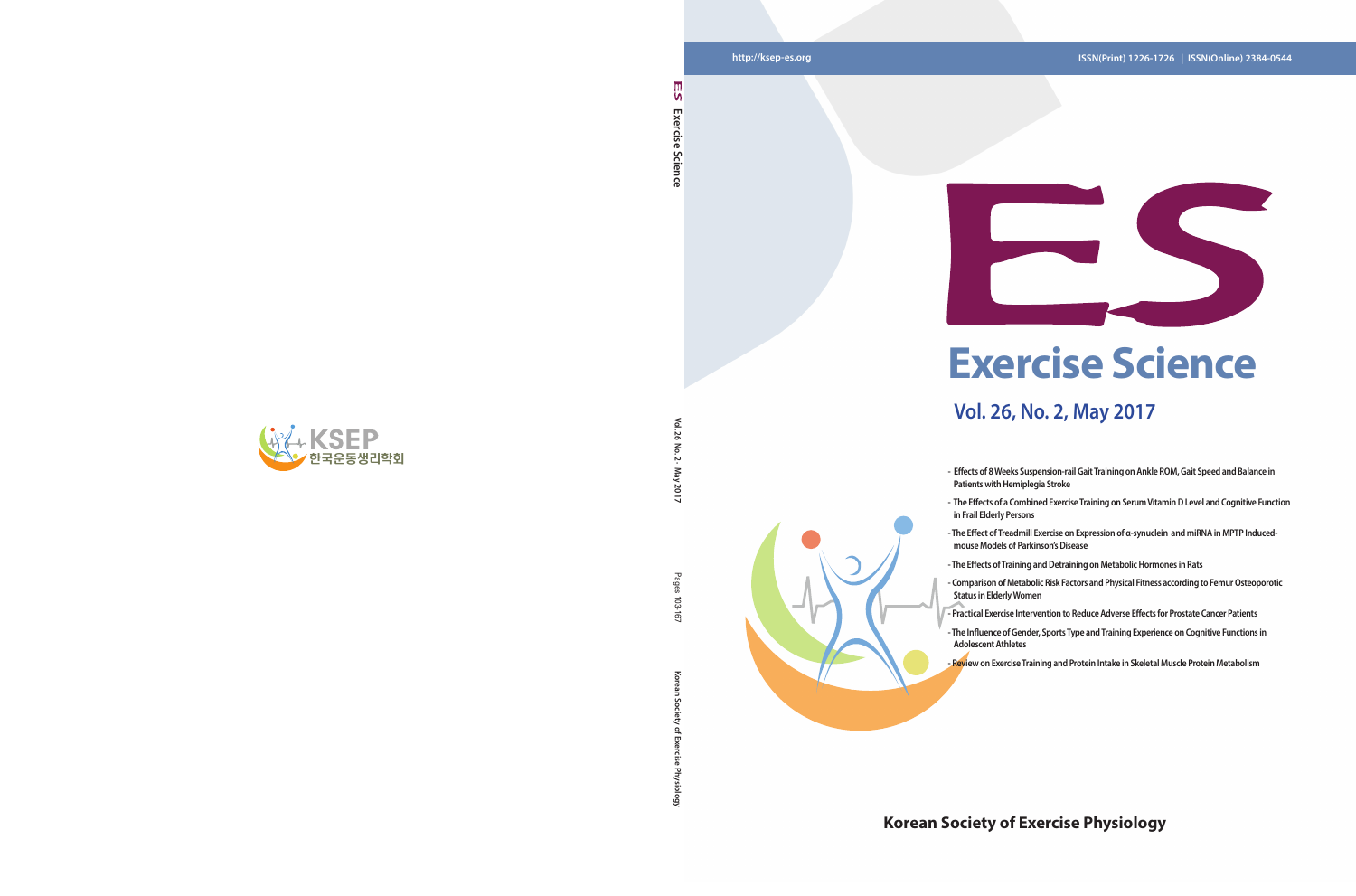http://ksep-es.org

ISSN(Print) 1226-1726 | ISSN(Online) 2384-0544

# ES

# Exercise Science

## Vol. 26, No. 2, May 2017

- Effects of 8 Weeks Suspension-rail Gait Training on Ankle ROM, Gait Speed and Balance in Patients with Hemiplegia Stroke
- The Effects of a Combined Exercise Training on Serum Vitamin D Level and Cognitive Function in Frail Elderly Persons
- The Effect of Treadmill Exercise on Expression of α-synuclein and miRNA in MPTP Induced-mouse Models of Parkinson's Disease
- The Effects of Training and Detraining on Metabolic Hormones in Rats
- Comparison of Metabolic Risk Factors and Physical Fitness according to Femur Osteoporotic Status in Elderly Women
- Practical Exercise Intervention to Reduce Adverse Effects for Prostate Cancer Patients
- The Influence of Gender, Sports Type and Training Experience on Cognitive Functions in Adolescent Athletes
- Review on Exercise Training and Protein Intake in Skeletal Muscle Protein Metabolism

**Korean Society of Exercise Physiology**

KSEP 한국운동생리학회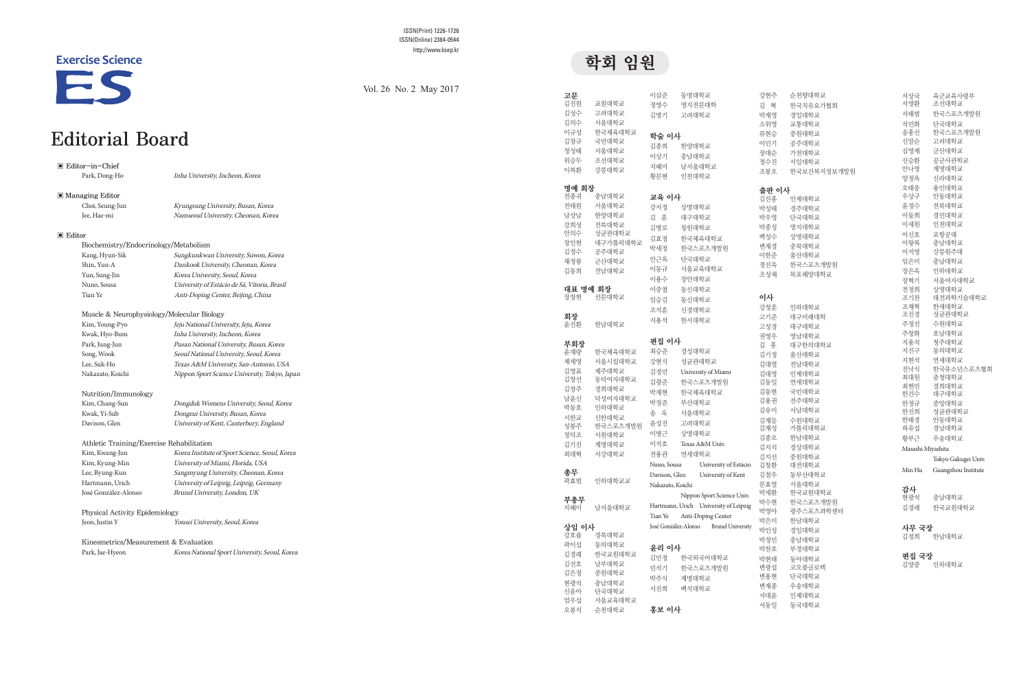ISSN(Print) 1226-1726
ISSN(Online) 2384-0544
http://www.ksep.kr

Exercise Science

ES

Vol. 26 No. 2 May 2017

# Editorial Board

■ Editor-in-Chief

Park, Dong-Ho — *Inha University, Incheon, Korea*

■ Managing Editor

Choi, Seung-Jun — *Kyungsung University, Busan, Korea*
Jee, Hae-mi — *Namseoul University, Cheonan, Korea*

■ Editor

Biochemistry/Endocrinology/Metabolism

Kang, Hyun-Sik — *Sungkunkwan University, Suwon, Korea*
Shin, Yun-A — *Dankook University, Cheonan, Korea*
Yun, Sung-Jin — *Korea University, Seoul, Korea*
Nuno, Sousa — *University of Estácio de Sá, Vitoria, Brasil*
Tian Ye — *Anti-Doping Center, Beijing, China*

Muscle & Neurophysiology/Molecular Biology

Kim, Young-Pyo — *Jeju National University, Jeju, Korea*
Kwak, Hyo-Bum — *Inha University, Incheon, Korea*
Park, Jung-Jun — *Pusan National University, Busan, Korea*
Song, Wook — *Seoul National University, Seoul, Korea*
Lee, Suk-Ho — *Texas A&M University, San-Antonio, USA*
Nakazato, Koichi — *Nippon Sport Science University, Tokyo, Japan*

Nutrition/Immunology

Kim, Chang-Sun — *Dongduk Womens University, Seoul, Korea*
Kwak, Yi-Sub — *Dongeui University, Busan, Korea*
Davison, Glen — *University of Kent, Canterbury, England*

Athletic Training/Exercise Rehabilitation

Kim, Kwang-Jun — *Korea Institute of Sport Science, Seoul, Korea*
Kim, Kyung-Min — *University of Miami, Florida, USA*
Lee, Byung-Kun — *Sangmyung University, Cheonan, Korea*
Hartmann, Urich — *University of Leipzig, Leipzig, Germany*
José González-Alonso — *Brunel University, London, UK*

Physical Activity Epidemiology

Jeon, Justin Y — *Yonsei University, Seoul, Korea*

Kinesmetrics/Measurement & Evaluation

Park, Jae-Hyeon — *Korea National Sport University, Seoul, Korea*

# 학회 임원

**고문**
김진원 교원대학교
김성수 고려대학교
김의수 서울대학교
이규성 한국체육대학교
김창규 국민대학교
정성태 서울대학교
위승두 조선대학교
이복환 강릉대학교
이삼준 동명대학교
정영수 명지전문대학
김명기 고려대학교

**명예 회장**
전종귀 충남대학교
전태원 서울대학교
남상남 한양대학교
강희성 전북대학교
안의수 성균관대학교
장인현 대구가톨릭대학교
김정수 공주대학교
채정룡 군산대학교
김등희 전남대학교

**대표 명예 회장**
장창현 선문대학교

**회장**
윤진환 한남대학교

**부회장**
윤재량 한국체육대학교
제세영 서울시립대학교
김영표 제주대학교
김창선 동덕여자대학교
김창주 경희대학교
남윤신 덕성여자대학교
박동호 인하대학교
서판교 신한대학교
성봉주 한국스포츠개발원
정덕조 서원대학교
김기진 계명대학교
최대혁 서강대학교

**총무**
곽효범 인하대학교

**부총무**
지혜미 남서울대학교

**상임 이사**
강호율 경북대학교
곽이섭 동의대학교
김경래 한국교원대학교
김선호 남부대학교
김은정 중원대학교
현광석 충남대학교
신윤아 단국대학교
엄우섭 서울교육대학교
오봉석 순천대학교

**학술 이사**
김종희 한양대학교
이상기 충남대학교
지혜미 남서울대학교
황문현 인천대학교

**교육 이사**
강서정 상명대학교
김 훈 대구대학교
김병로 창원대학교
김효정 한국체육대학교
박세정 한국스포츠개발원
안근옥 단국대학교
이동규 서울교육대학교
이용수 장안대학교
이종철 동신대학교
임승길 동신대학교
조지훈 신경대학교
지용석 한서대학교

**편집 이사**
최승준 경성대학교
강현식 성균관대학교
김경민 University of Miami
김광준 한국스포츠개발원
박재현 한국체육대학교
박정준 부산대학교
송 욱 서울대학교
윤성진 고려대학교
이병근 상명대학교
이석호 Texas A&M Univ.
전용관 연세대학교
Nuno, Sousa University of Estácio
Davison, Glen University of Kent
Nakazato, Koichi Nippon Sport Science Univ.
Hartmann, Urich University of Leipzig
Tian Ye Anti-Doping Center
José González-Alonso Brunel University

**윤리 이사**
김민정 한국외국어대학교
민석기 한국스포츠개발원
박주식 계명대학교
서진희 백석대학교

**홍보 이사**
강현주 순천향대학교
김 혁 한국치유요가협회
박재영 경일대학교
소위영 교통대학교
류현승 중원대학교
이민기 공주대학교
장대순 가천대학교
정수진 서일대학교
조봉오 한국보건복지정보개발원

**출판 이사**
김진홍 인제대학교
박성태 경주대학교
박우영 단국대학교
박종성 명지대학교
백성수 상명대학교
변재경 충북대학교
이한준 울산대학교
정진욱 한국스포츠개발원
조성채 목포해양대학교

**이사**
강정훈 인하대학교
고기준 대구미래대학
고성경 대구대학교
권영우 영남대학교
김 홍 대구한의대학교
김기정 울산대학교
김대열 전남대학교
김대영 인제대학교
김동일 연세대학교
김동현 국민대학교
김용권 전주대학교
김유미 서남대학교
김재동 수원대학교
김재성 가톨릭대학교
김종오 한남대학교
김지석 경상대학교
김지선 중원대학교
김창환 대전대학교
김철우 동부산대학교
문효열 서울대학교
박세환 한국교원대학교
박수현 한국스포츠개발원
박영아 광주스포츠과학센터
박은미 한남대학교
박인성 경일대학교
박정민 충남대학교
박찬호 부경대학교
박현태 동아대학교
변광섭 코오롱글로텍
변용현 단국대학교
변재종 우송대학교
서대윤 인제대학교
서동일 동국대학교
서상국 육군교육사령부
서영환 조선대학교
서태범 한국스포츠개발원
석민화 단국대학교
송홍선 한국스포츠개발원
신말순 고려대학교
심영제 군산대학교
신승환 공군사관학교
안나영 계명대학교
양정옥 신라대학교
오태웅 용인대학교
우상구 안동대학교
윤정수 전북대학교
이동희 경민대학교
이세원 인천대학교
이신호 포항공대
이왕록 충남대학교
이지영 강릉원주대
임은미 충남대학교
장은숙 인하대학교
장혁기 서울여자대학교
전정희 상명대학교
조기찬 대전과학기술대학교
조재혁 한세대학교
조진경 성균관대학교
주정선 수원대학교
주창화 호남대학교
지용석 청주대학교
지진구 동의대학교
지현석 연세대학교
진낙식 한국유소년스포츠협회
최대원 충청대학교
최현민 경희대학교
한진수 대구대학교
한정규 중앙대학교
한진희 성균관대학교
한태경 안동대학교
허유섭 경남대학교
황부근 우송대학교
Masashi Miyashita Tokyo Gakugei Univ.
Min Hu Guangzhou Institute

**감사**
현광석 충남대학교
김경래 한국교원대학교

**사무 국장**
김정희 한남대학교

**편집 국장**
김양중 인하대학교